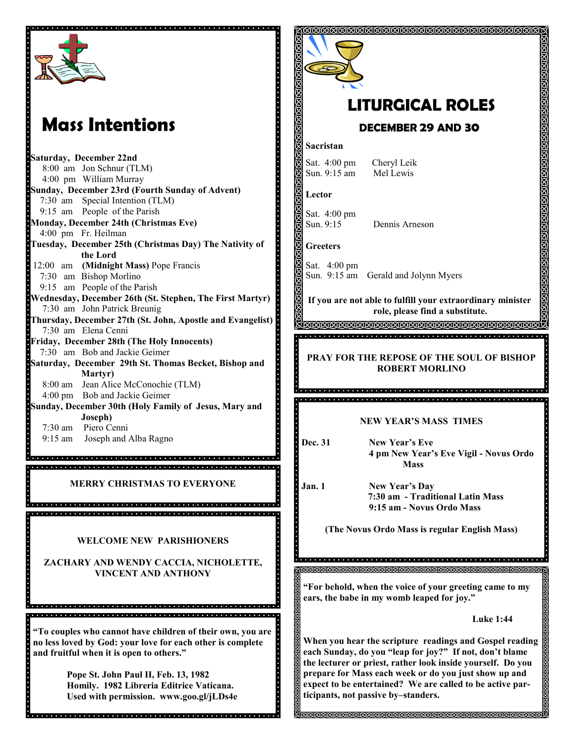# Mass Intentions

**Saturday, December 22nd**
8:00 am Jon Schnur (TLM)
4:00 pm William Murray

**Sunday, December 23rd (Fourth Sunday of Advent)**
7:30 am Special Intention (TLM)
9:15 am People of the Parish

**Monday, December 24th (Christmas Eve)**
4:00 pm Fr. Heilman

**Tuesday, December 25th (Christmas Day) The Nativity of the Lord**
12:00 am **(Midnight Mass)** Pope Francis
7:30 am Bishop Morlino
9:15 am People of the Parish

**Wednesday, December 26th (St. Stephen, The First Martyr)**
7:30 am John Patrick Breunig

**Thursday, December 27th (St. John, Apostle and Evangelist)**
7:30 am Elena Cenni

**Friday, December 28th (The Holy Innocents)**
7:30 am Bob and Jackie Geimer

**Saturday, December 29th St. Thomas Becket, Bishop and Martyr)**
8:00 am Jean Alice McConochie (TLM)
4:00 pm Bob and Jackie Geimer

**Sunday, December 30th (Holy Family of Jesus, Mary and Joseph)**
7:30 am Piero Cenni
9:15 am Joseph and Alba Ragno

**MERRY CHRISTMAS TO EVERYONE**

**WELCOME NEW PARISHIONERS**

**ZACHARY AND WENDY CACCIA, NICHOLETTE, VINCENT AND ANTHONY**

**"To couples who cannot have children of their own, you are no less loved by God: your love for each other is complete and fruitful when it is open to others."**

**Pope St. John Paul II, Feb. 13, 1982**
**Homily. 1982 Libreria Editrice Vaticana.**
**Used with permission. www.goo.gl/jLDs4e**

# LITURGICAL ROLES

## DECEMBER 29 AND 30

**Sacristan**

Sat. 4:00 pm Cheryl Leik
Sun. 9:15 am Mel Lewis

**Lector**

Sat. 4:00 pm
Sun. 9:15 Dennis Arneson

**Greeters**

Sat. 4:00 pm
Sun. 9:15 am Gerald and Jolynn Myers

**If you are not able to fulfill your extraordinary minister role, please find a substitute.**

**PRAY FOR THE REPOSE OF THE SOUL OF BISHOP ROBERT MORLINO**

**NEW YEAR'S MASS TIMES**

**Dec. 31** New Year's Eve
**4 pm New Year's Eve Vigil - Novus Ordo Mass**

**Jan. 1** New Year's Day
**7:30 am - Traditional Latin Mass**
**9:15 am - Novus Ordo Mass**

**(The Novus Ordo Mass is regular English Mass)**

**"For behold, when the voice of your greeting came to my ears, the babe in my womb leaped for joy."**

**Luke 1:44**

**When you hear the scripture readings and Gospel reading each Sunday, do you "leap for joy?" If not, don't blame the lecturer or priest, rather look inside yourself. Do you prepare for Mass each week or do you just show up and expect to be entertained? We are called to be active participants, not passive by–standers.**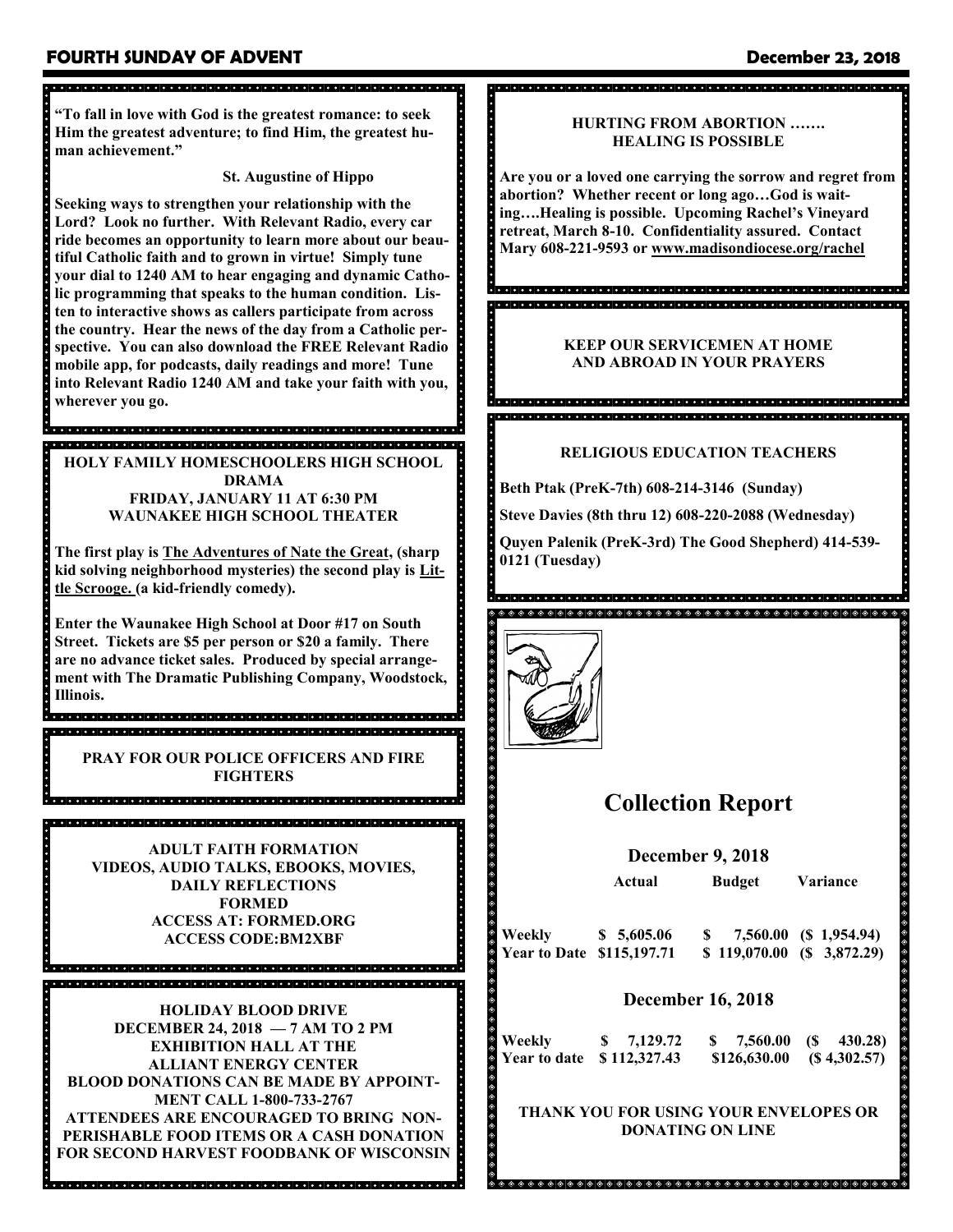**"To fall in love with God is the greatest romance: to seek Him the greatest adventure; to find Him, the greatest human achievement."**

**St. Augustine of Hippo**

**Seeking ways to strengthen your relationship with the Lord? Look no further. With Relevant Radio, every car ride becomes an opportunity to learn more about our beautiful Catholic faith and to grown in virtue! Simply tune your dial to 1240 AM to hear engaging and dynamic Catholic programming that speaks to the human condition. Listen to interactive shows as callers participate from across the country. Hear the news of the day from a Catholic perspective. You can also download the FREE Relevant Radio mobile app, for podcasts, daily readings and more! Tune into Relevant Radio 1240 AM and take your faith with you, wherever you go.**

**HOLY FAMILY HOMESCHOOLERS HIGH SCHOOL DRAMA**
**FRIDAY, JANUARY 11 AT 6:30 PM**
**WAUNAKEE HIGH SCHOOL THEATER**

**The first play is The Adventures of Nate the Great, (sharp kid solving neighborhood mysteries) the second play is Little Scrooge. (a kid-friendly comedy).**

**Enter the Waunakee High School at Door #17 on South Street. Tickets are $5 per person or $20 a family. There are no advance ticket sales. Produced by special arrangement with The Dramatic Publishing Company, Woodstock, Illinois.**

**PRAY FOR OUR POLICE OFFICERS AND FIRE FIGHTERS**

**ADULT FAITH FORMATION**
**VIDEOS, AUDIO TALKS, EBOOKS, MOVIES, DAILY REFLECTIONS**
**FORMED**
**ACCESS AT: FORMED.ORG**
**ACCESS CODE:BM2XBF**

**HOLIDAY BLOOD DRIVE**
**DECEMBER 24, 2018 — 7 AM TO 2 PM**
**EXHIBITION HALL AT THE ALLIANT ENERGY CENTER**
**BLOOD DONATIONS CAN BE MADE BY APPOINTMENT CALL 1-800-733-2767**
**ATTENDEES ARE ENCOURAGED TO BRING NON-PERISHABLE FOOD ITEMS OR A CASH DONATION FOR SECOND HARVEST FOODBANK OF WISCONSIN**

**HURTING FROM ABORTION …….**
**HEALING IS POSSIBLE**

**Are you or a loved one carrying the sorrow and regret from abortion? Whether recent or long ago…God is waiting….Healing is possible. Upcoming Rachel's Vineyard retreat, March 8-10. Confidentiality assured. Contact Mary 608-221-9593 or www.madisondiocese.org/rachel**

**KEEP OUR SERVICEMEN AT HOME AND ABROAD IN YOUR PRAYERS**

**RELIGIOUS EDUCATION TEACHERS**

**Beth Ptak (PreK-7th) 608-214-3146 (Sunday)**

**Steve Davies (8th thru 12) 608-220-2088 (Wednesday)**

**Quyen Palenik (PreK-3rd) The Good Shepherd) 414-539-0121 (Tuesday)**

## Collection Report

**December 9, 2018**

| | Actual | Budget | Variance |
|---|---|---|---|
| Weekly | $ 5,605.06 | $ 7,560.00 | ($ 1,954.94) |
| Year to Date | $115,197.71 | $ 119,070.00 | ($ 3,872.29) |

**December 16, 2018**

| | Actual | Budget | Variance |
|---|---|---|---|
| Weekly | $ 7,129.72 | $ 7,560.00 | ($ 430.28) |
| Year to date | $ 112,327.43 | $126,630.00 | ($ 4,302.57) |

**THANK YOU FOR USING YOUR ENVELOPES OR DONATING ON LINE**